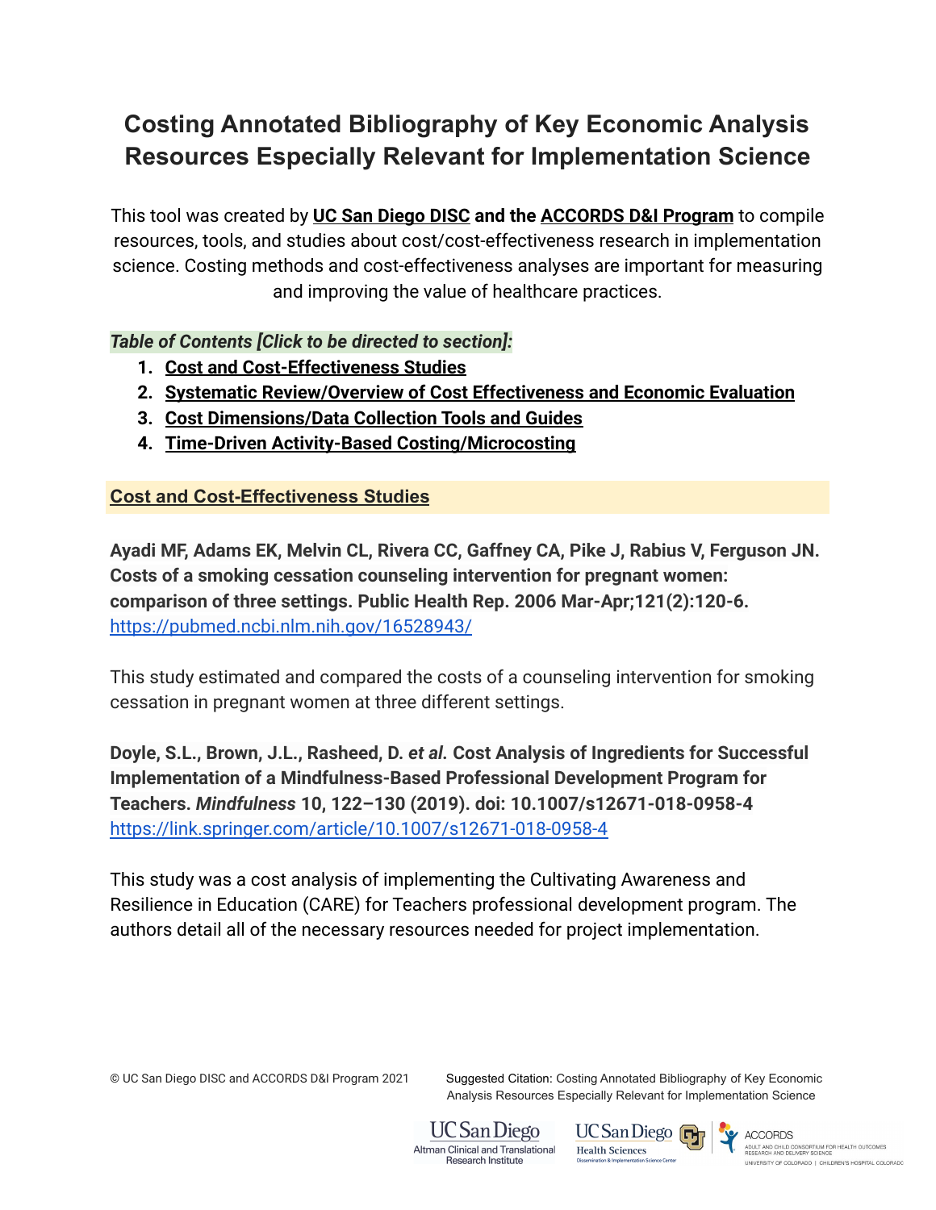# Costing Annotated Bibliography of Key Economic Analysis Resources Especially Relevant for Implementation Science

This tool was created by **UC San Diego DISC and the ACCORDS D&I Program** to compile resources, tools, and studies about cost/cost-effectiveness research in implementation science. Costing methods and cost-effectiveness analyses are important for measuring and improving the value of healthcare practices.

***Table of Contents [Click to be directed to section]:***

1. **Cost and Cost-Effectiveness Studies**
2. **Systematic Review/Overview of Cost Effectiveness and Economic Evaluation**
3. **Cost Dimensions/Data Collection Tools and Guides**
4. **Time-Driven Activity-Based Costing/Microcosting**

## Cost and Cost-Effectiveness Studies

**Ayadi MF, Adams EK, Melvin CL, Rivera CC, Gaffney CA, Pike J, Rabius V, Ferguson JN. Costs of a smoking cessation counseling intervention for pregnant women: comparison of three settings. Public Health Rep. 2006 Mar-Apr;121(2):120-6.**
https://pubmed.ncbi.nlm.nih.gov/16528943/

This study estimated and compared the costs of a counseling intervention for smoking cessation in pregnant women at three different settings.

**Doyle, S.L., Brown, J.L., Rasheed, D. *et al.* Cost Analysis of Ingredients for Successful Implementation of a Mindfulness-Based Professional Development Program for Teachers. *Mindfulness* 10, 122–130 (2019). doi: 10.1007/s12671-018-0958-4**
https://link.springer.com/article/10.1007/s12671-018-0958-4

This study was a cost analysis of implementing the Cultivating Awareness and Resilience in Education (CARE) for Teachers professional development program. The authors detail all of the necessary resources needed for project implementation.

© UC San Diego DISC and ACCORDS D&I Program 2021

Suggested Citation: Costing Annotated Bibliography of Key Economic Analysis Resources Especially Relevant for Implementation Science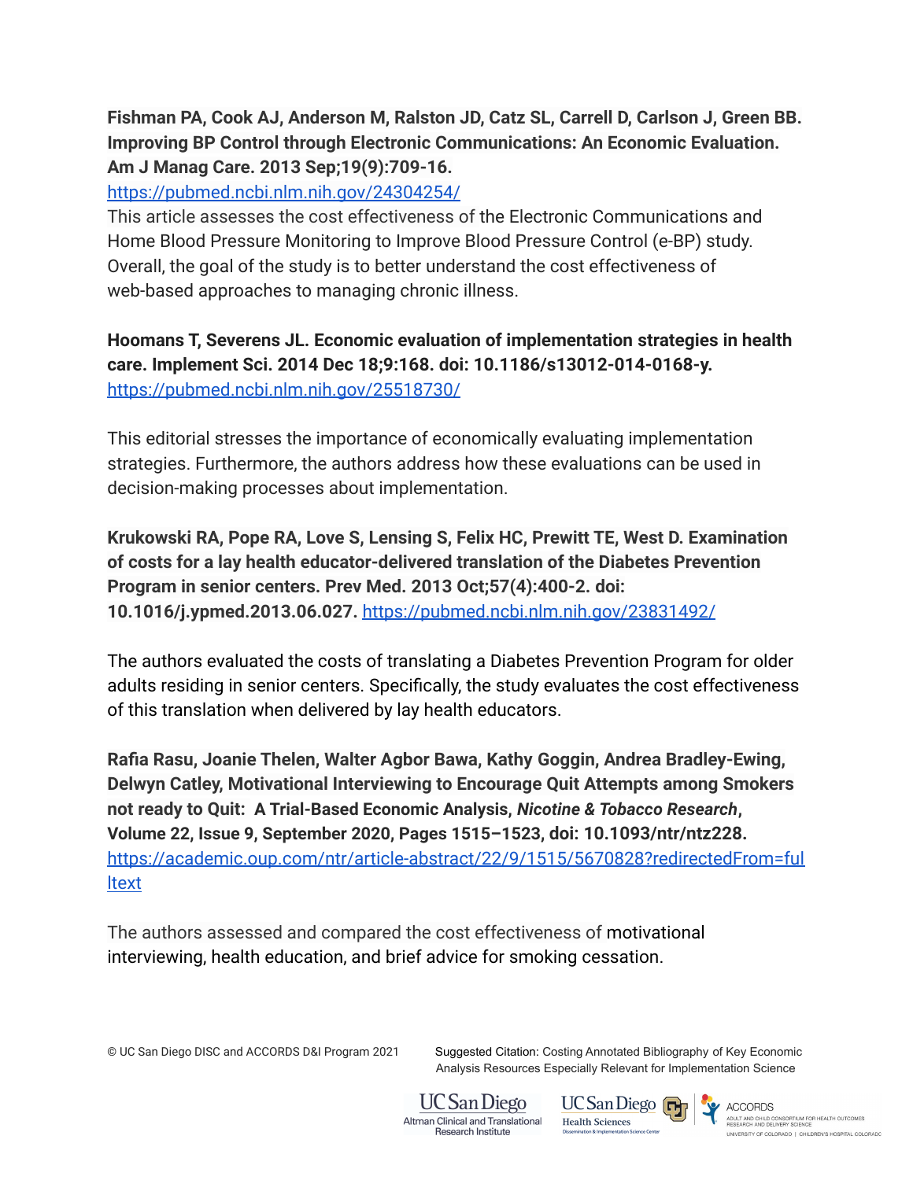**Fishman PA, Cook AJ, Anderson M, Ralston JD, Catz SL, Carrell D, Carlson J, Green BB. Improving BP Control through Electronic Communications: An Economic Evaluation. Am J Manag Care. 2013 Sep;19(9):709-16.**
[https://pubmed.ncbi.nlm.nih.gov/24304254/](https://pubmed.ncbi.nlm.nih.gov/24304254/)
This article assesses the cost effectiveness of the Electronic Communications and Home Blood Pressure Monitoring to Improve Blood Pressure Control (e-BP) study. Overall, the goal of the study is to better understand the cost effectiveness of web-based approaches to managing chronic illness.

**Hoomans T, Severens JL. Economic evaluation of implementation strategies in health care. Implement Sci. 2014 Dec 18;9:168. doi: 10.1186/s13012-014-0168-y.**
[https://pubmed.ncbi.nlm.nih.gov/25518730/](https://pubmed.ncbi.nlm.nih.gov/25518730/)

This editorial stresses the importance of economically evaluating implementation strategies. Furthermore, the authors address how these evaluations can be used in decision-making processes about implementation.

**Krukowski RA, Pope RA, Love S, Lensing S, Felix HC, Prewitt TE, West D. Examination of costs for a lay health educator-delivered translation of the Diabetes Prevention Program in senior centers. Prev Med. 2013 Oct;57(4):400-2. doi: 10.1016/j.ypmed.2013.06.027.** [https://pubmed.ncbi.nlm.nih.gov/23831492/](https://pubmed.ncbi.nlm.nih.gov/23831492/)

The authors evaluated the costs of translating a Diabetes Prevention Program for older adults residing in senior centers. Specifically, the study evaluates the cost effectiveness of this translation when delivered by lay health educators.

**Rafia Rasu, Joanie Thelen, Walter Agbor Bawa, Kathy Goggin, Andrea Bradley-Ewing, Delwyn Catley, Motivational Interviewing to Encourage Quit Attempts among Smokers not ready to Quit: A Trial-Based Economic Analysis, *Nicotine & Tobacco Research*, Volume 22, Issue 9, September 2020, Pages 1515–1523, doi: 10.1093/ntr/ntz228.**
[https://academic.oup.com/ntr/article-abstract/22/9/1515/5670828?redirectedFrom=fulltext](https://academic.oup.com/ntr/article-abstract/22/9/1515/5670828?redirectedFrom=fulltext)

The authors assessed and compared the cost effectiveness of motivational interviewing, health education, and brief advice for smoking cessation.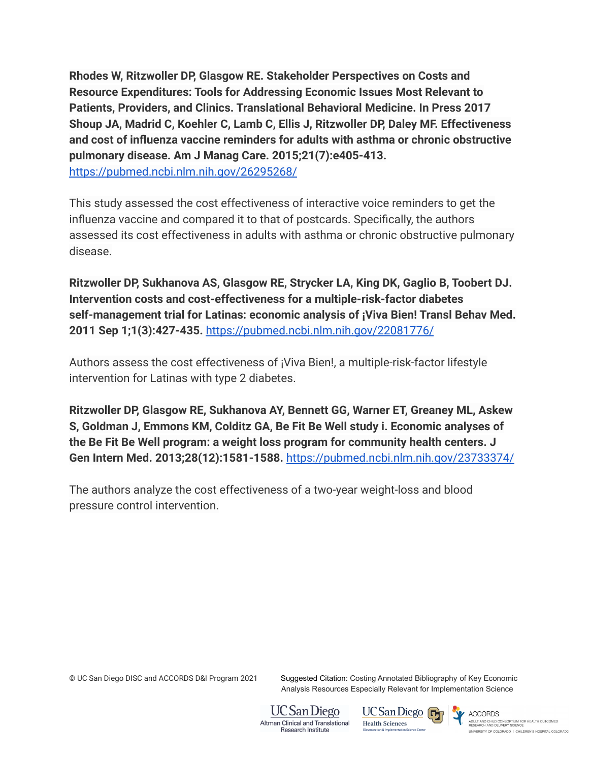**Rhodes W, Ritzwoller DP, Glasgow RE. Stakeholder Perspectives on Costs and Resource Expenditures: Tools for Addressing Economic Issues Most Relevant to Patients, Providers, and Clinics. Translational Behavioral Medicine. In Press 2017**
**Shoup JA, Madrid C, Koehler C, Lamb C, Ellis J, Ritzwoller DP, Daley MF. Effectiveness and cost of influenza vaccine reminders for adults with asthma or chronic obstructive pulmonary disease. Am J Manag Care. 2015;21(7):e405-413.** https://pubmed.ncbi.nlm.nih.gov/26295268/

This study assessed the cost effectiveness of interactive voice reminders to get the influenza vaccine and compared it to that of postcards. Specifically, the authors assessed its cost effectiveness in adults with asthma or chronic obstructive pulmonary disease.

**Ritzwoller DP, Sukhanova AS, Glasgow RE, Strycker LA, King DK, Gaglio B, Toobert DJ. Intervention costs and cost-effectiveness for a multiple-risk-factor diabetes self-management trial for Latinas: economic analysis of ¡Viva Bien! Transl Behav Med. 2011 Sep 1;1(3):427-435.** https://pubmed.ncbi.nlm.nih.gov/22081776/

Authors assess the cost effectiveness of ¡Viva Bien!, a multiple-risk-factor lifestyle intervention for Latinas with type 2 diabetes.

**Ritzwoller DP, Glasgow RE, Sukhanova AY, Bennett GG, Warner ET, Greaney ML, Askew S, Goldman J, Emmons KM, Colditz GA, Be Fit Be Well study i. Economic analyses of the Be Fit Be Well program: a weight loss program for community health centers. J Gen Intern Med. 2013;28(12):1581-1588.** https://pubmed.ncbi.nlm.nih.gov/23733374/

The authors analyze the cost effectiveness of a two-year weight-loss and blood pressure control intervention.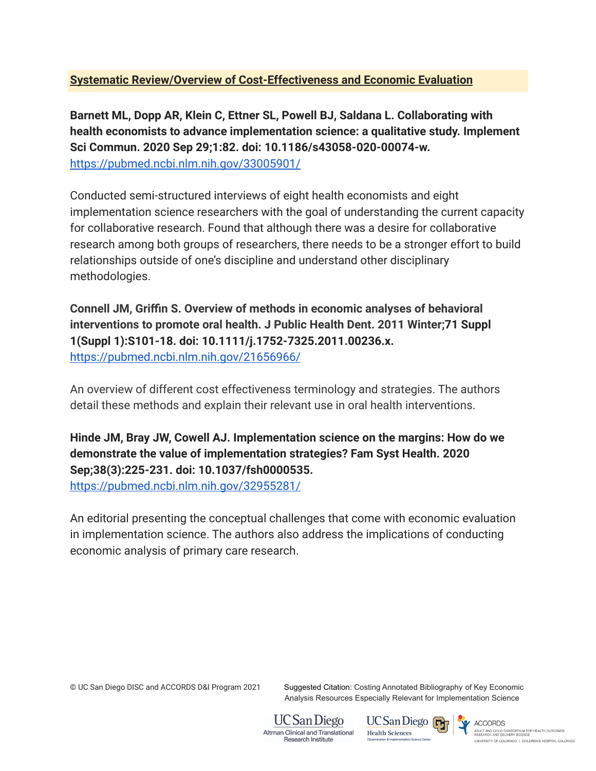## Systematic Review/Overview of Cost-Effectiveness and Economic Evaluation

**Barnett ML, Dopp AR, Klein C, Ettner SL, Powell BJ, Saldana L. Collaborating with health economists to advance implementation science: a qualitative study. Implement Sci Commun. 2020 Sep 29;1:82. doi: 10.1186/s43058-020-00074-w.**
https://pubmed.ncbi.nlm.nih.gov/33005901/

Conducted semi-structured interviews of eight health economists and eight implementation science researchers with the goal of understanding the current capacity for collaborative research. Found that although there was a desire for collaborative research among both groups of researchers, there needs to be a stronger effort to build relationships outside of one's discipline and understand other disciplinary methodologies.

**Connell JM, Griffin S. Overview of methods in economic analyses of behavioral interventions to promote oral health. J Public Health Dent. 2011 Winter;71 Suppl 1(Suppl 1):S101-18. doi: 10.1111/j.1752-7325.2011.00236.x.**
https://pubmed.ncbi.nlm.nih.gov/21656966/

An overview of different cost effectiveness terminology and strategies. The authors detail these methods and explain their relevant use in oral health interventions.

**Hinde JM, Bray JW, Cowell AJ. Implementation science on the margins: How do we demonstrate the value of implementation strategies? Fam Syst Health. 2020 Sep;38(3):225-231. doi: 10.1037/fsh0000535.**
https://pubmed.ncbi.nlm.nih.gov/32955281/

An editorial presenting the conceptual challenges that come with economic evaluation in implementation science. The authors also address the implications of conducting economic analysis of primary care research.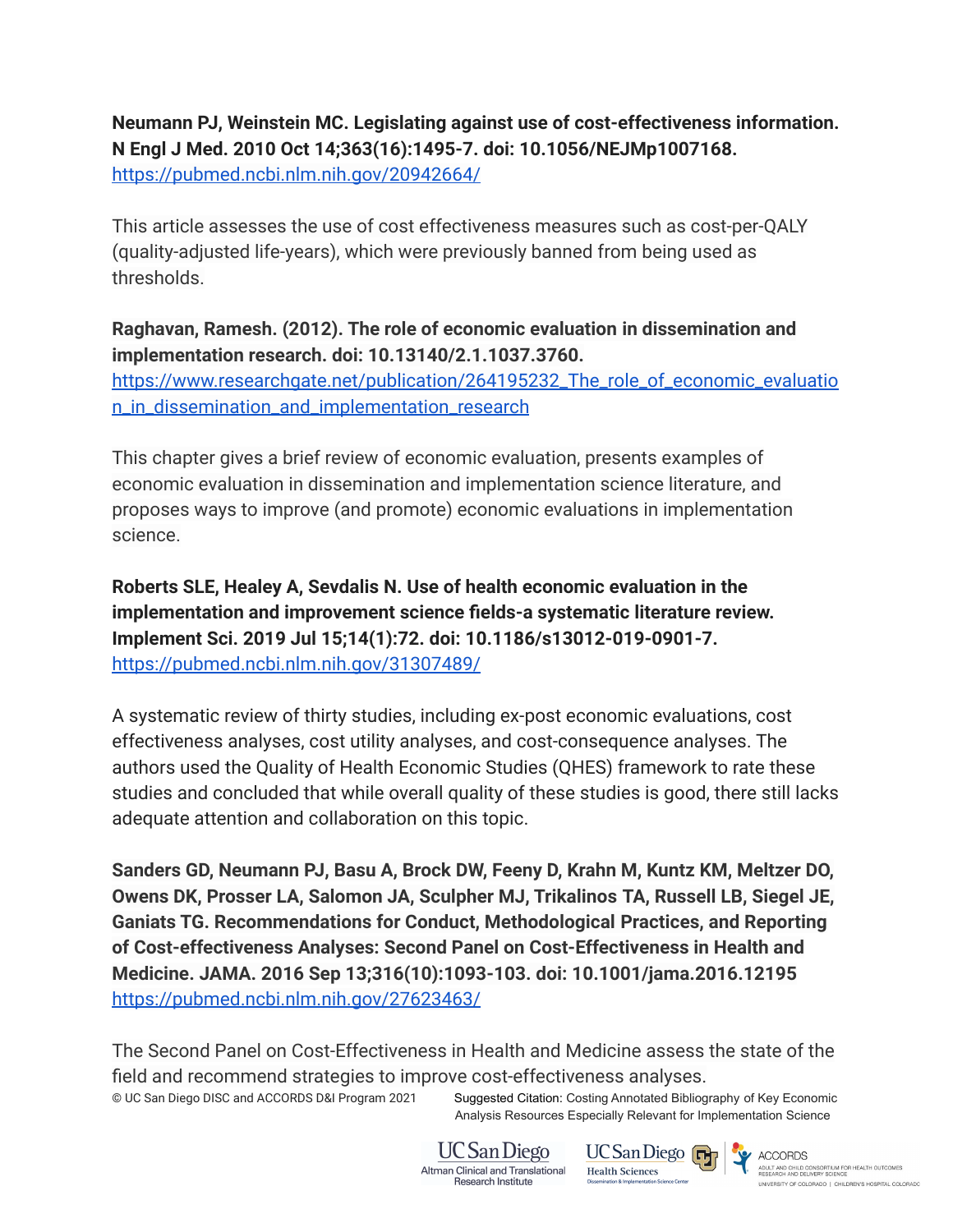**Neumann PJ, Weinstein MC. Legislating against use of cost-effectiveness information. N Engl J Med. 2010 Oct 14;363(16):1495-7. doi: 10.1056/NEJMp1007168.**
https://pubmed.ncbi.nlm.nih.gov/20942664/

This article assesses the use of cost effectiveness measures such as cost-per-QALY (quality-adjusted life-years), which were previously banned from being used as thresholds.

**Raghavan, Ramesh. (2012). The role of economic evaluation in dissemination and implementation research. doi: 10.13140/2.1.1037.3760.**
https://www.researchgate.net/publication/264195232_The_role_of_economic_evaluation_in_dissemination_and_implementation_research

This chapter gives a brief review of economic evaluation, presents examples of economic evaluation in dissemination and implementation science literature, and proposes ways to improve (and promote) economic evaluations in implementation science.

**Roberts SLE, Healey A, Sevdalis N. Use of health economic evaluation in the implementation and improvement science fields-a systematic literature review. Implement Sci. 2019 Jul 15;14(1):72. doi: 10.1186/s13012-019-0901-7.**
https://pubmed.ncbi.nlm.nih.gov/31307489/

A systematic review of thirty studies, including ex-post economic evaluations, cost effectiveness analyses, cost utility analyses, and cost-consequence analyses. The authors used the Quality of Health Economic Studies (QHES) framework to rate these studies and concluded that while overall quality of these studies is good, there still lacks adequate attention and collaboration on this topic.

**Sanders GD, Neumann PJ, Basu A, Brock DW, Feeny D, Krahn M, Kuntz KM, Meltzer DO, Owens DK, Prosser LA, Salomon JA, Sculpher MJ, Trikalinos TA, Russell LB, Siegel JE, Ganiats TG. Recommendations for Conduct, Methodological Practices, and Reporting of Cost-effectiveness Analyses: Second Panel on Cost-Effectiveness in Health and Medicine. JAMA. 2016 Sep 13;316(10):1093-103. doi: 10.1001/jama.2016.12195**
https://pubmed.ncbi.nlm.nih.gov/27623463/

The Second Panel on Cost-Effectiveness in Health and Medicine assess the state of the field and recommend strategies to improve cost-effectiveness analyses.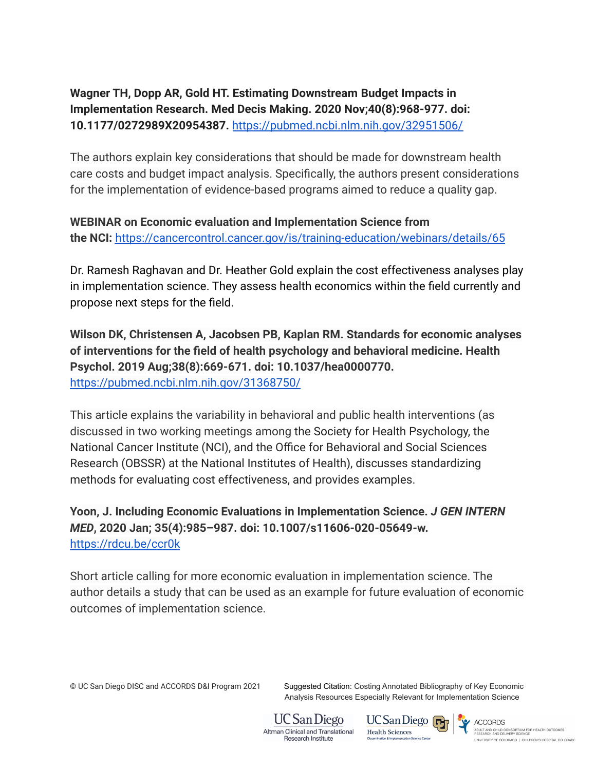**Wagner TH, Dopp AR, Gold HT. Estimating Downstream Budget Impacts in Implementation Research. Med Decis Making. 2020 Nov;40(8):968-977. doi: 10.1177/0272989X20954387.** https://pubmed.ncbi.nlm.nih.gov/32951506/

The authors explain key considerations that should be made for downstream health care costs and budget impact analysis. Specifically, the authors present considerations for the implementation of evidence-based programs aimed to reduce a quality gap.

**WEBINAR on Economic evaluation and Implementation Science from the NCI:** https://cancercontrol.cancer.gov/is/training-education/webinars/details/65

Dr. Ramesh Raghavan and Dr. Heather Gold explain the cost effectiveness analyses play in implementation science. They assess health economics within the field currently and propose next steps for the field.

**Wilson DK, Christensen A, Jacobsen PB, Kaplan RM. Standards for economic analyses of interventions for the field of health psychology and behavioral medicine. Health Psychol. 2019 Aug;38(8):669-671. doi: 10.1037/hea0000770.** https://pubmed.ncbi.nlm.nih.gov/31368750/

This article explains the variability in behavioral and public health interventions (as discussed in two working meetings among the Society for Health Psychology, the National Cancer Institute (NCI), and the Office for Behavioral and Social Sciences Research (OBSSR) at the National Institutes of Health), discusses standardizing methods for evaluating cost effectiveness, and provides examples.

**Yoon, J. Including Economic Evaluations in Implementation Science. *J GEN INTERN MED*, 2020 Jan; 35(4):985–987. doi: 10.1007/s11606-020-05649-w.** https://rdcu.be/ccr0k

Short article calling for more economic evaluation in implementation science. The author details a study that can be used as an example for future evaluation of economic outcomes of implementation science.

© UC San Diego DISC and ACCORDS D&I Program 2021

Suggested Citation: Costing Annotated Bibliography of Key Economic Analysis Resources Especially Relevant for Implementation Science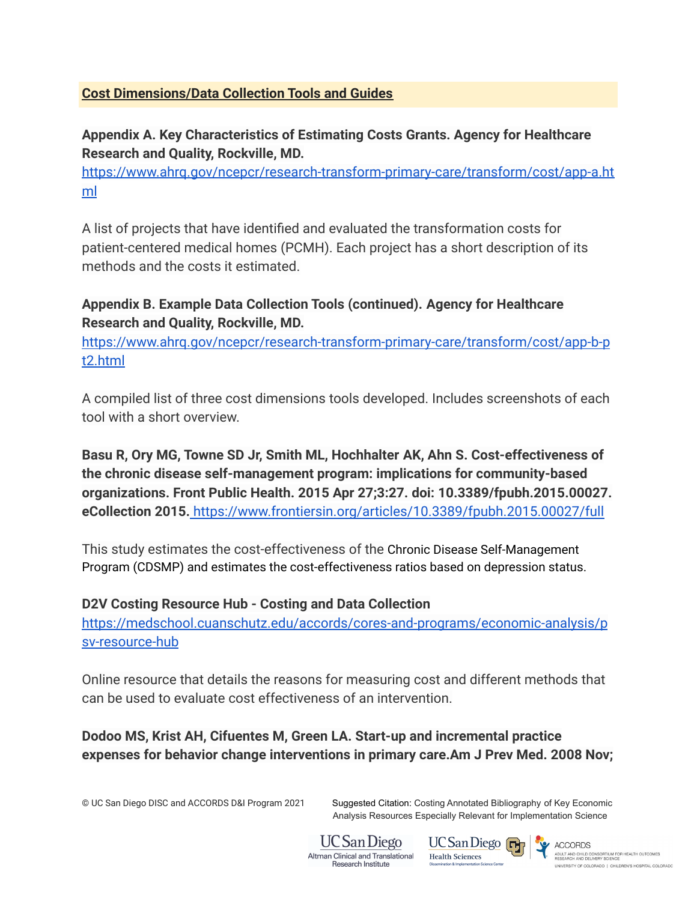**Cost Dimensions/Data Collection Tools and Guides**

**Appendix A. Key Characteristics of Estimating Costs Grants. Agency for Healthcare Research and Quality, Rockville, MD.**
https://www.ahrq.gov/ncepcr/research-transform-primary-care/transform/cost/app-a.html

A list of projects that have identified and evaluated the transformation costs for patient-centered medical homes (PCMH). Each project has a short description of its methods and the costs it estimated.

**Appendix B. Example Data Collection Tools (continued). Agency for Healthcare Research and Quality, Rockville, MD.**
https://www.ahrq.gov/ncepcr/research-transform-primary-care/transform/cost/app-b-pt2.html

A compiled list of three cost dimensions tools developed. Includes screenshots of each tool with a short overview.

**Basu R, Ory MG, Towne SD Jr, Smith ML, Hochhalter AK, Ahn S. Cost-effectiveness of the chronic disease self-management program: implications for community-based organizations. Front Public Health. 2015 Apr 27;3:27. doi: 10.3389/fpubh.2015.00027. eCollection 2015.** https://www.frontiersin.org/articles/10.3389/fpubh.2015.00027/full

This study estimates the cost-effectiveness of the Chronic Disease Self-Management Program (CDSMP) and estimates the cost-effectiveness ratios based on depression status.

**D2V Costing Resource Hub - Costing and Data Collection**
https://medschool.cuanschutz.edu/accords/cores-and-programs/economic-analysis/psv-resource-hub

Online resource that details the reasons for measuring cost and different methods that can be used to evaluate cost effectiveness of an intervention.

**Dodoo MS, Krist AH, Cifuentes M, Green LA. Start-up and incremental practice expenses for behavior change interventions in primary care.Am J Prev Med. 2008 Nov;**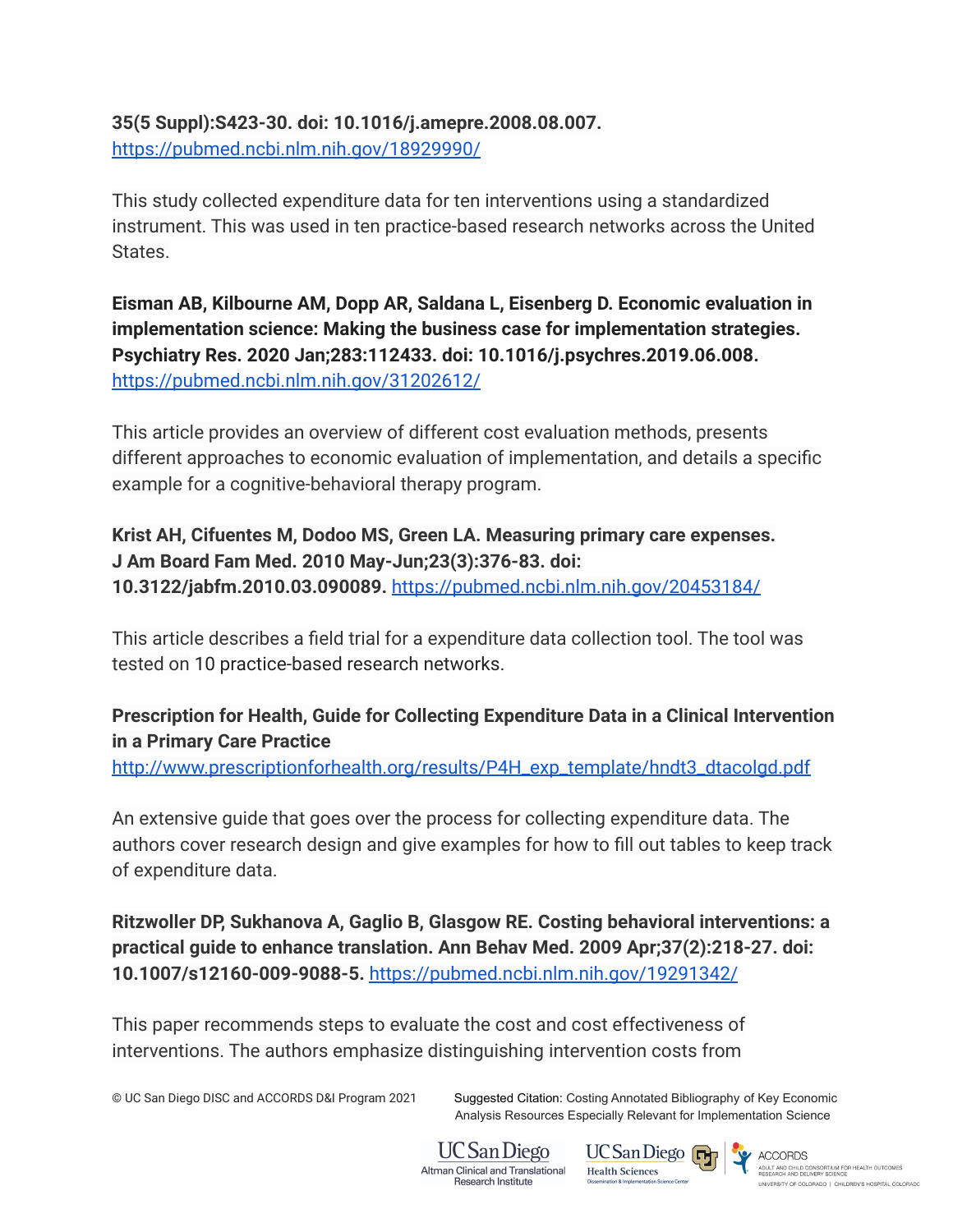**35(5 Suppl):S423-30. doi: 10.1016/j.amepre.2008.08.007.**
https://pubmed.ncbi.nlm.nih.gov/18929990/

This study collected expenditure data for ten interventions using a standardized instrument. This was used in ten practice-based research networks across the United States.

**Eisman AB, Kilbourne AM, Dopp AR, Saldana L, Eisenberg D. Economic evaluation in implementation science: Making the business case for implementation strategies. Psychiatry Res. 2020 Jan;283:112433. doi: 10.1016/j.psychres.2019.06.008.**
https://pubmed.ncbi.nlm.nih.gov/31202612/

This article provides an overview of different cost evaluation methods, presents different approaches to economic evaluation of implementation, and details a specific example for a cognitive-behavioral therapy program.

**Krist AH, Cifuentes M, Dodoo MS, Green LA. Measuring primary care expenses. J Am Board Fam Med. 2010 May-Jun;23(3):376-83. doi: 10.3122/jabfm.2010.03.090089.** https://pubmed.ncbi.nlm.nih.gov/20453184/

This article describes a field trial for a expenditure data collection tool. The tool was tested on 10 practice-based research networks.

**Prescription for Health, Guide for Collecting Expenditure Data in a Clinical Intervention in a Primary Care Practice**
http://www.prescriptionforhealth.org/results/P4H_exp_template/hndt3_dtacolgd.pdf

An extensive guide that goes over the process for collecting expenditure data. The authors cover research design and give examples for how to fill out tables to keep track of expenditure data.

**Ritzwoller DP, Sukhanova A, Gaglio B, Glasgow RE. Costing behavioral interventions: a practical guide to enhance translation. Ann Behav Med. 2009 Apr;37(2):218-27. doi: 10.1007/s12160-009-9088-5.** https://pubmed.ncbi.nlm.nih.gov/19291342/

This paper recommends steps to evaluate the cost and cost effectiveness of interventions. The authors emphasize distinguishing intervention costs from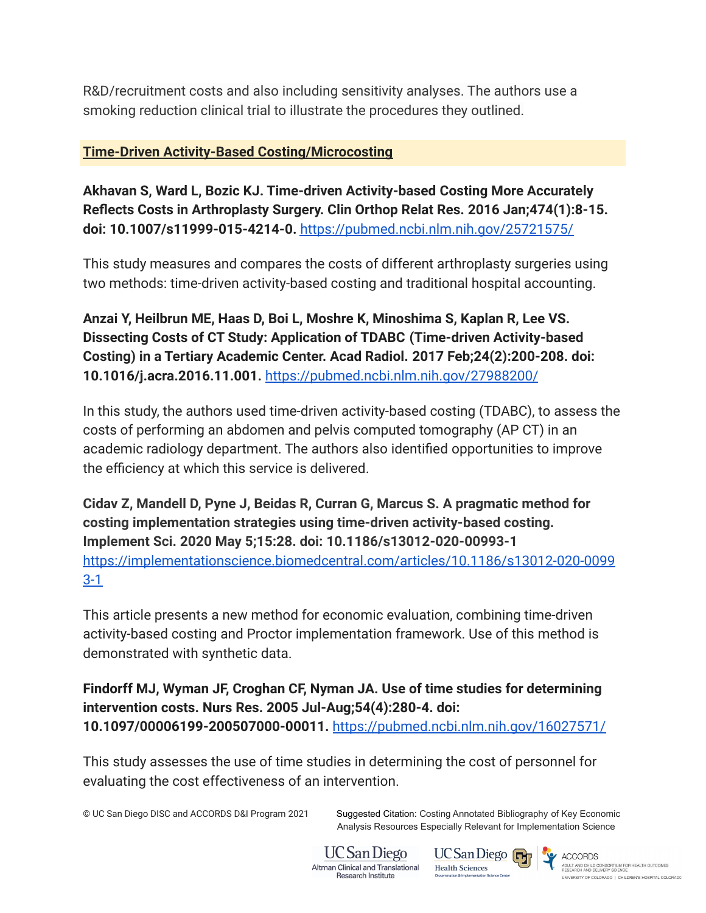R&D/recruitment costs and also including sensitivity analyses. The authors use a smoking reduction clinical trial to illustrate the procedures they outlined.

## Time-Driven Activity-Based Costing/Microcosting

**Akhavan S, Ward L, Bozic KJ. Time-driven Activity-based Costing More Accurately Reflects Costs in Arthroplasty Surgery. Clin Orthop Relat Res. 2016 Jan;474(1):8-15. doi: 10.1007/s11999-015-4214-0.** https://pubmed.ncbi.nlm.nih.gov/25721575/

This study measures and compares the costs of different arthroplasty surgeries using two methods: time-driven activity-based costing and traditional hospital accounting.

**Anzai Y, Heilbrun ME, Haas D, Boi L, Moshre K, Minoshima S, Kaplan R, Lee VS. Dissecting Costs of CT Study: Application of TDABC (Time-driven Activity-based Costing) in a Tertiary Academic Center. Acad Radiol. 2017 Feb;24(2):200-208. doi: 10.1016/j.acra.2016.11.001.** https://pubmed.ncbi.nlm.nih.gov/27988200/

In this study, the authors used time-driven activity-based costing (TDABC), to assess the costs of performing an abdomen and pelvis computed tomography (AP CT) in an academic radiology department. The authors also identified opportunities to improve the efficiency at which this service is delivered.

**Cidav Z, Mandell D, Pyne J, Beidas R, Curran G, Marcus S. A pragmatic method for costing implementation strategies using time-driven activity-based costing. Implement Sci. 2020 May 5;15:28. doi: 10.1186/s13012-020-00993-1** https://implementationscience.biomedcentral.com/articles/10.1186/s13012-020-00993-1

This article presents a new method for economic evaluation, combining time-driven activity-based costing and Proctor implementation framework. Use of this method is demonstrated with synthetic data.

**Findorff MJ, Wyman JF, Croghan CF, Nyman JA. Use of time studies for determining intervention costs. Nurs Res. 2005 Jul-Aug;54(4):280-4. doi: 10.1097/00006199-200507000-00011.** https://pubmed.ncbi.nlm.nih.gov/16027571/

This study assesses the use of time studies in determining the cost of personnel for evaluating the cost effectiveness of an intervention.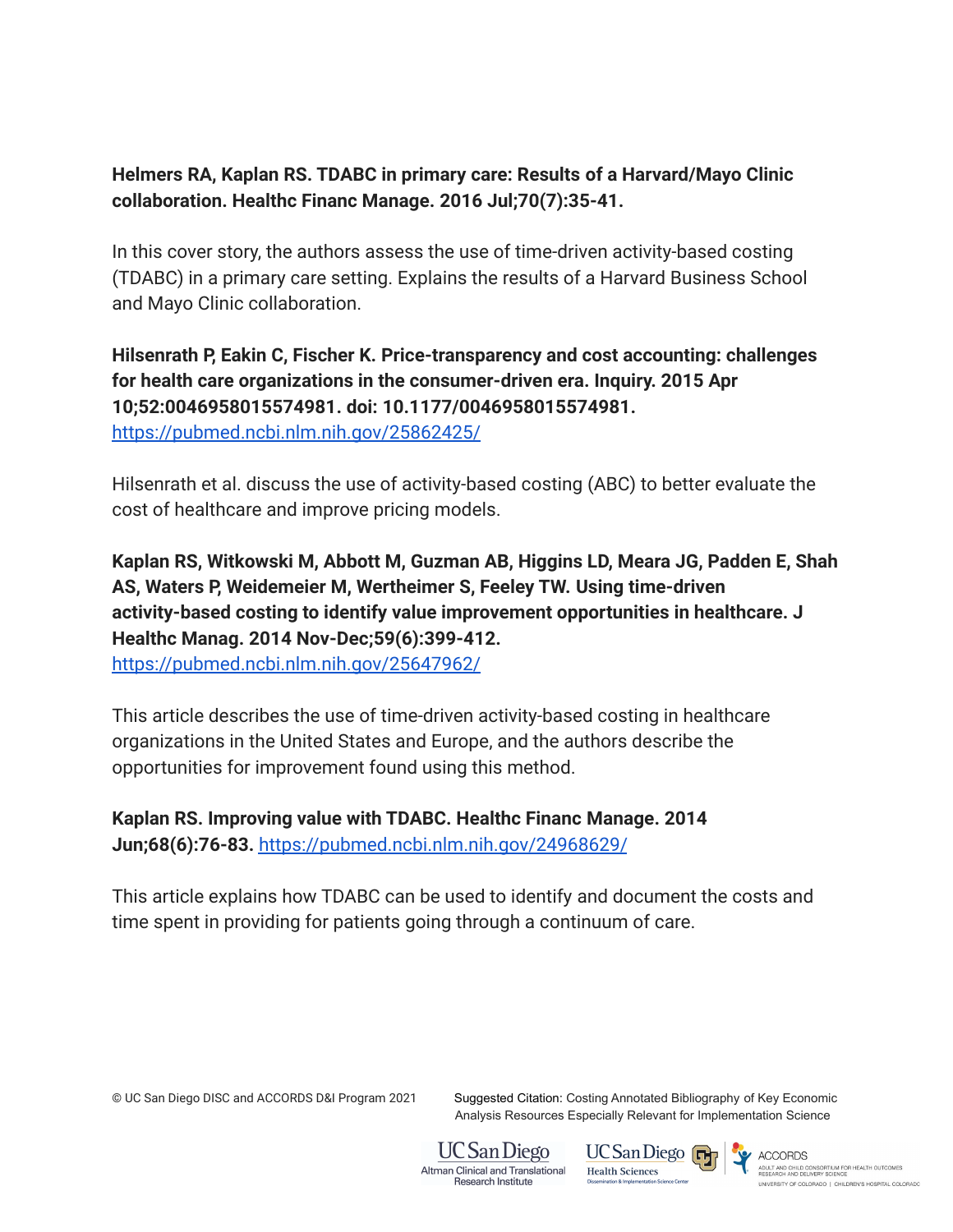**Helmers RA, Kaplan RS. TDABC in primary care: Results of a Harvard/Mayo Clinic collaboration. Healthc Financ Manage. 2016 Jul;70(7):35-41.**

In this cover story, the authors assess the use of time-driven activity-based costing (TDABC) in a primary care setting. Explains the results of a Harvard Business School and Mayo Clinic collaboration.

**Hilsenrath P, Eakin C, Fischer K. Price-transparency and cost accounting: challenges for health care organizations in the consumer-driven era. Inquiry. 2015 Apr 10;52:0046958015574981. doi: 10.1177/0046958015574981.**
https://pubmed.ncbi.nlm.nih.gov/25862425/

Hilsenrath et al. discuss the use of activity-based costing (ABC) to better evaluate the cost of healthcare and improve pricing models.

**Kaplan RS, Witkowski M, Abbott M, Guzman AB, Higgins LD, Meara JG, Padden E, Shah AS, Waters P, Weidemeier M, Wertheimer S, Feeley TW. Using time-driven activity-based costing to identify value improvement opportunities in healthcare. J Healthc Manag. 2014 Nov-Dec;59(6):399-412.**
https://pubmed.ncbi.nlm.nih.gov/25647962/

This article describes the use of time-driven activity-based costing in healthcare organizations in the United States and Europe, and the authors describe the opportunities for improvement found using this method.

**Kaplan RS. Improving value with TDABC. Healthc Financ Manage. 2014 Jun;68(6):76-83.** https://pubmed.ncbi.nlm.nih.gov/24968629/

This article explains how TDABC can be used to identify and document the costs and time spent in providing for patients going through a continuum of care.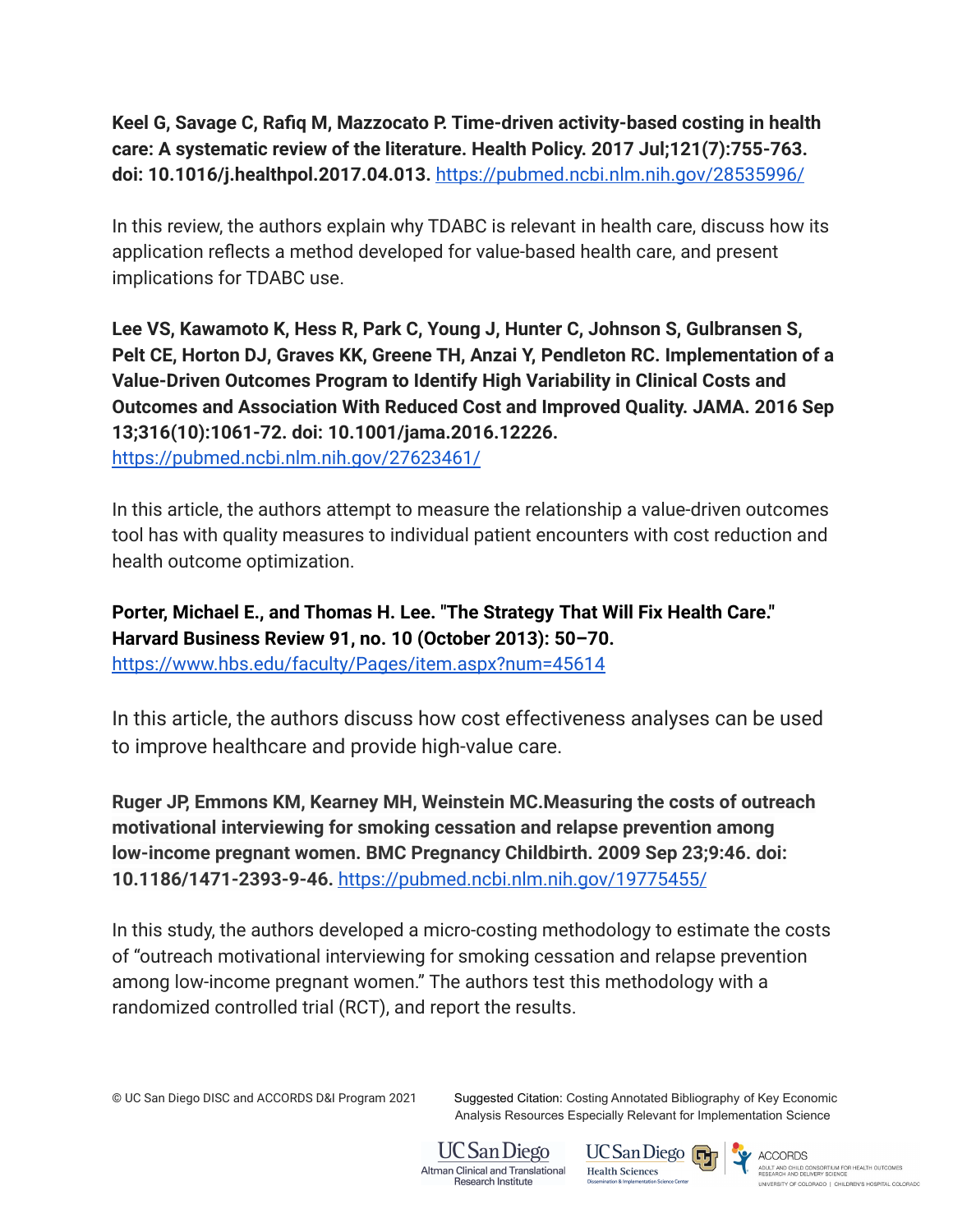**Keel G, Savage C, Rafiq M, Mazzocato P. Time-driven activity-based costing in health care: A systematic review of the literature. Health Policy. 2017 Jul;121(7):755-763. doi: 10.1016/j.healthpol.2017.04.013.** https://pubmed.ncbi.nlm.nih.gov/28535996/

In this review, the authors explain why TDABC is relevant in health care, discuss how its application reflects a method developed for value-based health care, and present implications for TDABC use.

**Lee VS, Kawamoto K, Hess R, Park C, Young J, Hunter C, Johnson S, Gulbransen S, Pelt CE, Horton DJ, Graves KK, Greene TH, Anzai Y, Pendleton RC. Implementation of a Value-Driven Outcomes Program to Identify High Variability in Clinical Costs and Outcomes and Association With Reduced Cost and Improved Quality. JAMA. 2016 Sep 13;316(10):1061-72. doi: 10.1001/jama.2016.12226.**
https://pubmed.ncbi.nlm.nih.gov/27623461/

In this article, the authors attempt to measure the relationship a value-driven outcomes tool has with quality measures to individual patient encounters with cost reduction and health outcome optimization.

**Porter, Michael E., and Thomas H. Lee. "The Strategy That Will Fix Health Care." Harvard Business Review 91, no. 10 (October 2013): 50–70.**
https://www.hbs.edu/faculty/Pages/item.aspx?num=45614

In this article, the authors discuss how cost effectiveness analyses can be used to improve healthcare and provide high-value care.

**Ruger JP, Emmons KM, Kearney MH, Weinstein MC.Measuring the costs of outreach motivational interviewing for smoking cessation and relapse prevention among low-income pregnant women. BMC Pregnancy Childbirth. 2009 Sep 23;9:46. doi: 10.1186/1471-2393-9-46.** https://pubmed.ncbi.nlm.nih.gov/19775455/

In this study, the authors developed a micro-costing methodology to estimate the costs of "outreach motivational interviewing for smoking cessation and relapse prevention among low-income pregnant women." The authors test this methodology with a randomized controlled trial (RCT), and report the results.

© UC San Diego DISC and ACCORDS D&I Program 2021

Suggested Citation: Costing Annotated Bibliography of Key Economic Analysis Resources Especially Relevant for Implementation Science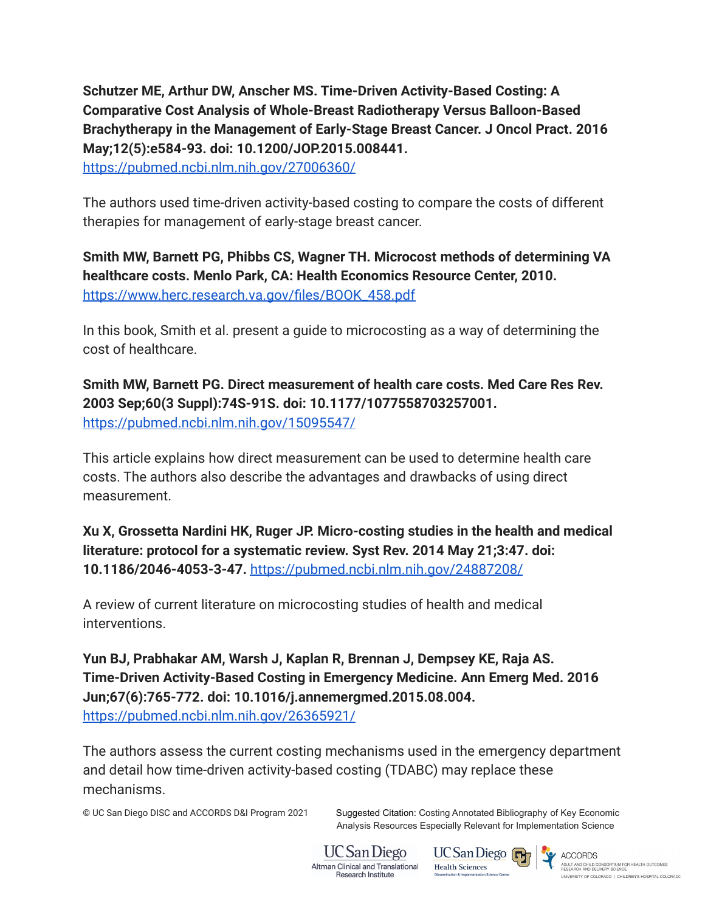**Schutzer ME, Arthur DW, Anscher MS. Time-Driven Activity-Based Costing: A Comparative Cost Analysis of Whole-Breast Radiotherapy Versus Balloon-Based Brachytherapy in the Management of Early-Stage Breast Cancer. J Oncol Pract. 2016 May;12(5):e584-93. doi: 10.1200/JOP.2015.008441.** https://pubmed.ncbi.nlm.nih.gov/27006360/

The authors used time-driven activity-based costing to compare the costs of different therapies for management of early-stage breast cancer.

**Smith MW, Barnett PG, Phibbs CS, Wagner TH. Microcost methods of determining VA healthcare costs. Menlo Park, CA: Health Economics Resource Center, 2010.** https://www.herc.research.va.gov/files/BOOK_458.pdf

In this book, Smith et al. present a guide to microcosting as a way of determining the cost of healthcare.

**Smith MW, Barnett PG. Direct measurement of health care costs. Med Care Res Rev. 2003 Sep;60(3 Suppl):74S-91S. doi: 10.1177/1077558703257001.** https://pubmed.ncbi.nlm.nih.gov/15095547/

This article explains how direct measurement can be used to determine health care costs. The authors also describe the advantages and drawbacks of using direct measurement.

**Xu X, Grossetta Nardini HK, Ruger JP. Micro-costing studies in the health and medical literature: protocol for a systematic review. Syst Rev. 2014 May 21;3:47. doi: 10.1186/2046-4053-3-47.** https://pubmed.ncbi.nlm.nih.gov/24887208/

A review of current literature on microcosting studies of health and medical interventions.

**Yun BJ, Prabhakar AM, Warsh J, Kaplan R, Brennan J, Dempsey KE, Raja AS. Time-Driven Activity-Based Costing in Emergency Medicine. Ann Emerg Med. 2016 Jun;67(6):765-772. doi: 10.1016/j.annemergmed.2015.08.004.** https://pubmed.ncbi.nlm.nih.gov/26365921/

The authors assess the current costing mechanisms used in the emergency department and detail how time-driven activity-based costing (TDABC) may replace these mechanisms.